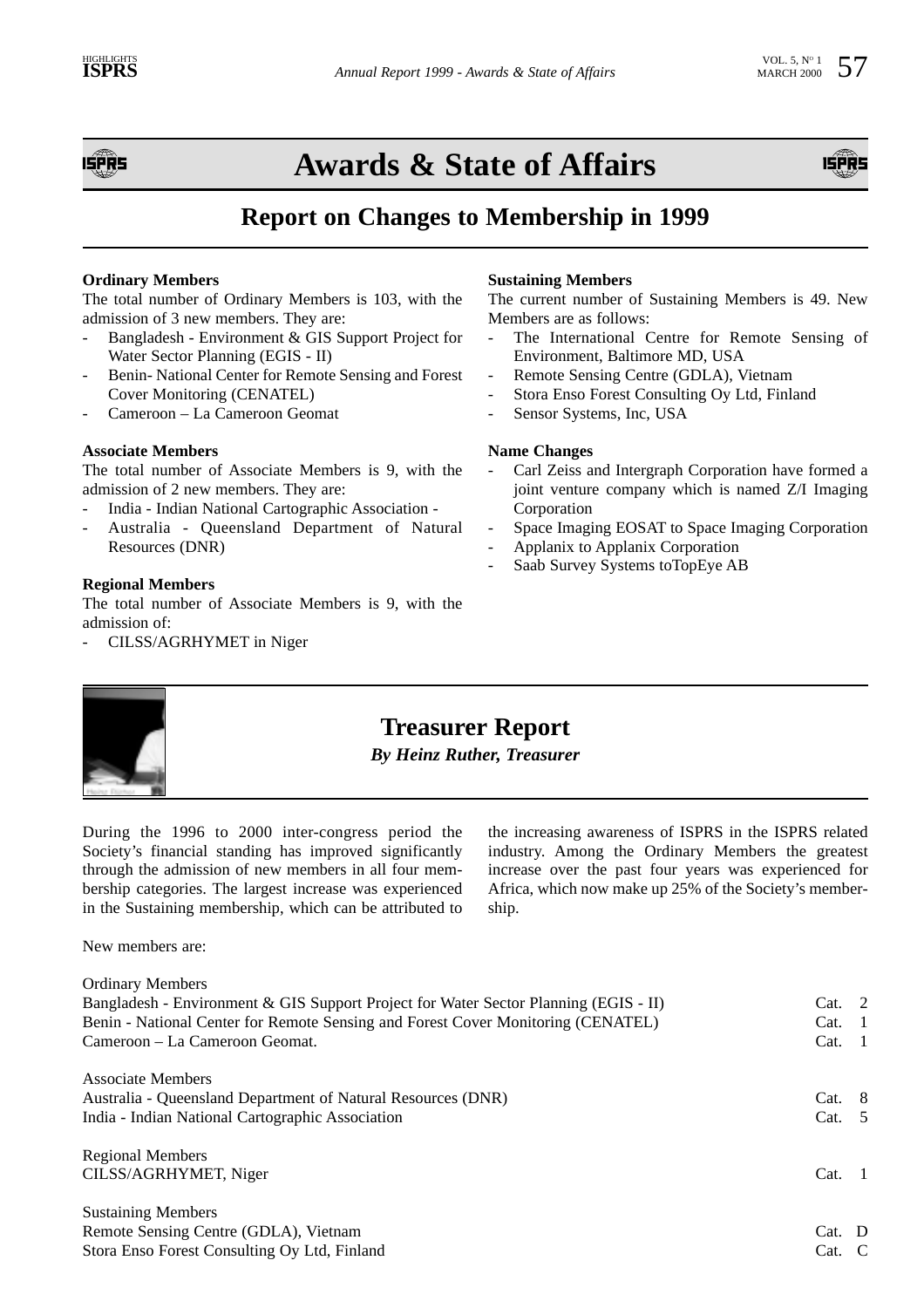# Awards & State of Affairs

## Report on Changes to Membership in 1999

**Ordinary Members**

The total number of Ordinary Members is 103, with the admission of 3 new members. They are:

- Bangladesh - Environment & GIS Support Project for Water Sector Planning (EGIS - II)
- Benin- National Center for Remote Sensing and Forest Cover Monitoring (CENATEL)
- Cameroon – La Cameroon Geomat

**Associate Members**

The total number of Associate Members is 9, with the admission of 2 new members. They are:

- India - Indian National Cartographic Association -
- Australia - Queensland Department of Natural Resources (DNR)

**Regional Members**

The total number of Associate Members is 9, with the admission of:

- CILSS/AGRHYMET in Niger

**Sustaining Members**

The current number of Sustaining Members is 49. New Members are as follows:

- The International Centre for Remote Sensing of Environment, Baltimore MD, USA
- Remote Sensing Centre (GDLA), Vietnam
- Stora Enso Forest Consulting Oy Ltd, Finland
- Sensor Systems, Inc, USA

**Name Changes**

- Carl Zeiss and Intergraph Corporation have formed a joint venture company which is named Z/I Imaging Corporation
- Space Imaging EOSAT to Space Imaging Corporation
- Applanix to Applanix Corporation
- Saab Survey Systems toTopEye AB

## Treasurer Report

*By Heinz Ruther, Treasurer*

During the 1996 to 2000 inter-congress period the Society's financial standing has improved significantly through the admission of new members in all four membership categories. The largest increase was experienced in the Sustaining membership, which can be attributed to the increasing awareness of ISPRS in the ISPRS related industry. Among the Ordinary Members the greatest increase over the past four years was experienced for Africa, which now make up 25% of the Society's membership.

New members are:

Ordinary Members

| | |
|---|---|
| Bangladesh - Environment & GIS Support Project for Water Sector Planning (EGIS - II) | Cat. 2 |
| Benin - National Center for Remote Sensing and Forest Cover Monitoring (CENATEL) | Cat. 1 |
| Cameroon – La Cameroon Geomat. | Cat. 1 |

Associate Members

| | |
|---|---|
| Australia - Queensland Department of Natural Resources (DNR) | Cat. 8 |
| India - Indian National Cartographic Association | Cat. 5 |

Regional Members

| | |
|---|---|
| CILSS/AGRHYMET, Niger | Cat. 1 |

Sustaining Members

| | |
|---|---|
| Remote Sensing Centre (GDLA), Vietnam | Cat. D |
| Stora Enso Forest Consulting Oy Ltd, Finland | Cat. C |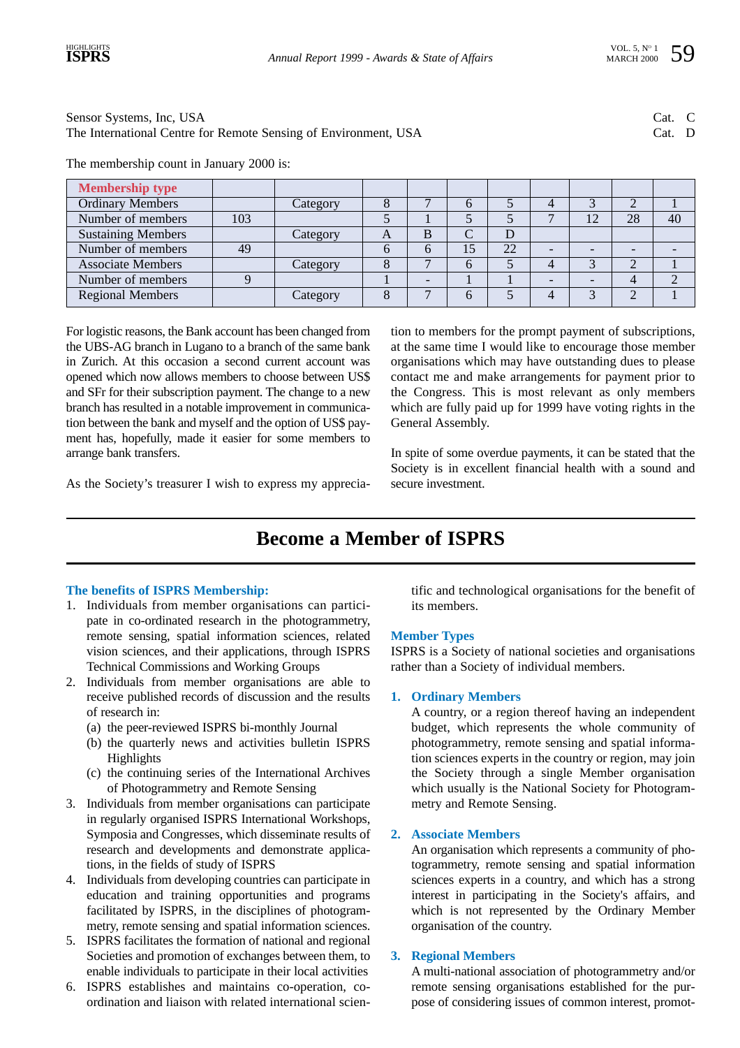Sensor Systems, Inc, USA Cat. C
The International Centre for Remote Sensing of Environment, USA Cat. D

The membership count in January 2000 is:

| Membership type | | | | | | | | | | |
|---|---|---|---|---|---|---|---|---|---|---|
| Ordinary Members | | Category | 8 | 7 | 6 | 5 | 4 | 3 | 2 | 1 |
| Number of members | 103 | | 5 | 1 | 5 | 5 | 7 | 12 | 28 | 40 |
| Sustaining Members | | Category | A | B | C | D | | | | |
| Number of members | 49 | | 6 | 6 | 15 | 22 | - | - | - | - |
| Associate Members | | Category | 8 | 7 | 6 | 5 | 4 | 3 | 2 | 1 |
| Number of members | 9 | | 1 | - | 1 | 1 | - | - | 4 | 2 |
| Regional Members | | Category | 8 | 7 | 6 | 5 | 4 | 3 | 2 | 1 |

For logistic reasons, the Bank account has been changed from the UBS-AG branch in Lugano to a branch of the same bank in Zurich. At this occasion a second current account was opened which now allows members to choose between US$ and SFr for their subscription payment. The change to a new branch has resulted in a notable improvement in communication between the bank and myself and the option of US$ payment has, hopefully, made it easier for some members to arrange bank transfers.

As the Society's treasurer I wish to express my appreciation to members for the prompt payment of subscriptions, at the same time I would like to encourage those member organisations which may have outstanding dues to please contact me and make arrangements for payment prior to the Congress. This is most relevant as only members which are fully paid up for 1999 have voting rights in the General Assembly.

In spite of some overdue payments, it can be stated that the Society is in excellent financial health with a sound and secure investment.

# Become a Member of ISPRS

### The benefits of ISPRS Membership:

1. Individuals from member organisations can participate in co-ordinated research in the photogrammetry, remote sensing, spatial information sciences, related vision sciences, and their applications, through ISPRS Technical Commissions and Working Groups
2. Individuals from member organisations are able to receive published records of discussion and the results of research in:
   (a) the peer-reviewed ISPRS bi-monthly Journal
   (b) the quarterly news and activities bulletin ISPRS Highlights
   (c) the continuing series of the International Archives of Photogrammetry and Remote Sensing
3. Individuals from member organisations can participate in regularly organised ISPRS International Workshops, Symposia and Congresses, which disseminate results of research and developments and demonstrate applications, in the fields of study of ISPRS
4. Individuals from developing countries can participate in education and training opportunities and programs facilitated by ISPRS, in the disciplines of photogrammetry, remote sensing and spatial information sciences.
5. ISPRS facilitates the formation of national and regional Societies and promotion of exchanges between them, to enable individuals to participate in their local activities
6. ISPRS establishes and maintains co-operation, co-ordination and liaison with related international scientific and technological organisations for the benefit of its members.

### Member Types

ISPRS is a Society of national societies and organisations rather than a Society of individual members.

1. **Ordinary Members**
   A country, or a region thereof having an independent budget, which represents the whole community of photogrammetry, remote sensing and spatial information sciences experts in the country or region, may join the Society through a single Member organisation which usually is the National Society for Photogrammetry and Remote Sensing.

2. **Associate Members**
   An organisation which represents a community of photogrammetry, remote sensing and spatial information sciences experts in a country, and which has a strong interest in participating in the Society's affairs, and which is not represented by the Ordinary Member organisation of the country.

3. **Regional Members**
   A multi-national association of photogrammetry and/or remote sensing organisations established for the purpose of considering issues of common interest, promot-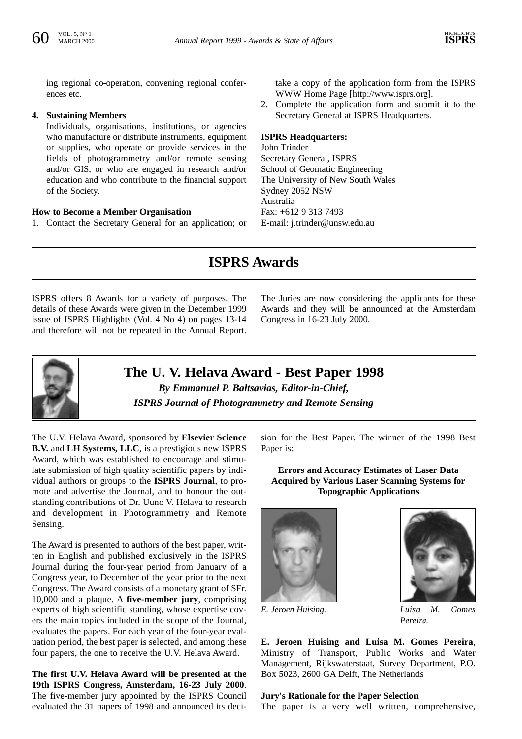ing regional co-operation, convening regional conferences etc.

4. **Sustaining Members**
   Individuals, organisations, institutions, or agencies who manufacture or distribute instruments, equipment or supplies, who operate or provide services in the fields of photogrammetry and/or remote sensing and/or GIS, or who are engaged in research and/or education and who contribute to the financial support of the Society.

**How to Become a Member Organisation**

1. Contact the Secretary General for an application; or take a copy of the application form from the ISPRS WWW Home Page [http://www.isprs.org].
2. Complete the application form and submit it to the Secretary General at ISPRS Headquarters.

**ISPRS Headquarters:**
John Trinder
Secretary General, ISPRS
School of Geomatic Engineering
The University of New South Wales
Sydney 2052 NSW
Australia
Fax: +612 9 313 7493
E-mail: j.trinder@unsw.edu.au

# ISPRS Awards

ISPRS offers 8 Awards for a variety of purposes. The details of these Awards were given in the December 1999 issue of ISPRS Highlights (Vol. 4 No 4) on pages 13-14 and therefore will not be repeated in the Annual Report. The Juries are now considering the applicants for these Awards and they will be announced at the Amsterdam Congress in 16-23 July 2000.

## The U. V. Helava Award - Best Paper 1998

***By Emmanuel P. Baltsavias, Editor-in-Chief, ISPRS Journal of Photogrammetry and Remote Sensing***

The U.V. Helava Award, sponsored by **Elsevier Science B.V.** and **LH Systems, LLC**, is a prestigious new ISPRS Award, which was established to encourage and stimulate submission of high quality scientific papers by individual authors or groups to the **ISPRS Journal**, to promote and advertise the Journal, and to honour the outstanding contributions of Dr. Uuno V. Helava to research and development in Photogrammetry and Remote Sensing.

The Award is presented to authors of the best paper, written in English and published exclusively in the ISPRS Journal during the four-year period from January of a Congress year, to December of the year prior to the next Congress. The Award consists of a monetary grant of SFr. 10,000 and a plaque. A **five-member jury**, comprising experts of high scientific standing, whose expertise covers the main topics included in the scope of the Journal, evaluates the papers. For each year of the four-year evaluation period, the best paper is selected, and among these four papers, the one to receive the U.V. Helava Award.

**The first U.V. Helava Award will be presented at the 19th ISPRS Congress, Amsterdam, 16-23 July 2000**. The five-member jury appointed by the ISPRS Council evaluated the 31 papers of 1998 and announced its decision for the Best Paper. The winner of the 1998 Best Paper is:

**Errors and Accuracy Estimates of Laser Data Acquired by Various Laser Scanning Systems for Topographic Applications**

*E. Jeroen Huising.*

*Luisa M. Gomes Pereira.*

**E. Jeroen Huising and Luisa M. Gomes Pereira**, Ministry of Transport, Public Works and Water Management, Rijkswaterstaat, Survey Department, P.O. Box 5023, 2600 GA Delft, The Netherlands

**Jury's Rationale for the Paper Selection**

The paper is a very well written, comprehensive,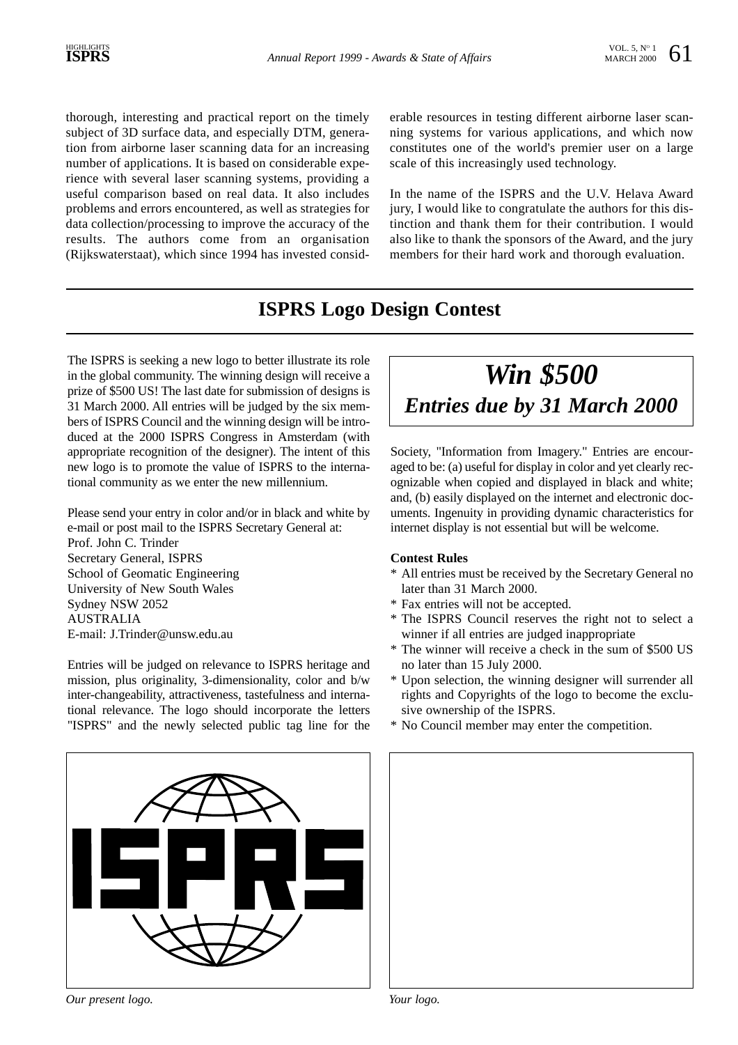thorough, interesting and practical report on the timely subject of 3D surface data, and especially DTM, generation from airborne laser scanning data for an increasing number of applications. It is based on considerable experience with several laser scanning systems, providing a useful comparison based on real data. It also includes problems and errors encountered, as well as strategies for data collection/processing to improve the accuracy of the results. The authors come from an organisation (Rijkswaterstaat), which since 1994 has invested considerable resources in testing different airborne laser scanning systems for various applications, and which now constitutes one of the world's premier user on a large scale of this increasingly used technology.

In the name of the ISPRS and the U.V. Helava Award jury, I would like to congratulate the authors for this distinction and thank them for their contribution. I would also like to thank the sponsors of the Award, and the jury members for their hard work and thorough evaluation.

## ISPRS Logo Design Contest

The ISPRS is seeking a new logo to better illustrate its role in the global community. The winning design will receive a prize of $500 US! The last date for submission of designs is 31 March 2000. All entries will be judged by the six members of ISPRS Council and the winning design will be introduced at the 2000 ISPRS Congress in Amsterdam (with appropriate recognition of the designer). The intent of this new logo is to promote the value of ISPRS to the international community as we enter the new millennium.

Please send your entry in color and/or in black and white by e-mail or post mail to the ISPRS Secretary General at:
Prof. John C. Trinder
Secretary General, ISPRS
School of Geomatic Engineering
University of New South Wales
Sydney NSW 2052
AUSTRALIA
E-mail: J.Trinder@unsw.edu.au

Entries will be judged on relevance to ISPRS heritage and mission, plus originality, 3-dimensionality, color and b/w inter-changeability, attractiveness, tastefulness and international relevance. The logo should incorporate the letters "ISPRS" and the newly selected public tag line for the Society, "Information from Imagery." Entries are encouraged to be: (a) useful for display in color and yet clearly recognizable when copied and displayed in black and white; and, (b) easily displayed on the internet and electronic documents. Ingenuity in providing dynamic characteristics for internet display is not essential but will be welcome.

***Win $500***

***Entries due by 31 March 2000***

**Contest Rules**

* All entries must be received by the Secretary General no later than 31 March 2000.
* Fax entries will not be accepted.
* The ISPRS Council reserves the right not to select a winner if all entries are judged inappropriate
* The winner will receive a check in the sum of $500 US no later than 15 July 2000.
* Upon selection, the winning designer will surrender all rights and Copyrights of the logo to become the exclusive ownership of the ISPRS.
* No Council member may enter the competition.

*Our present logo.*

*Your logo.*